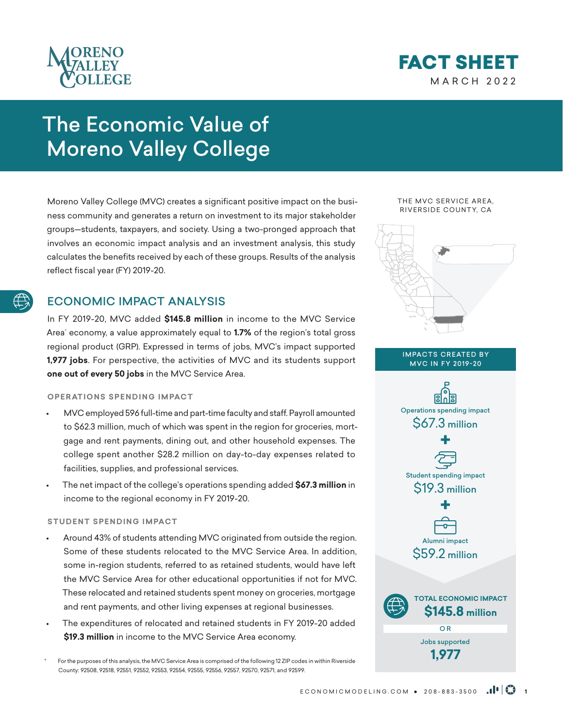MORENO VALLEY COLLEGE

# FACT SHEET

MARCH 2022

# The Economic Value of Moreno Valley College

Moreno Valley College (MVC) creates a significant positive impact on the business community and generates a return on investment to its major stakeholder groups—students, taxpayers, and society. Using a two-pronged approach that involves an economic impact analysis and an investment analysis, this study calculates the benefits received by each of these groups. Results of the analysis reflect fiscal year (FY) 2019-20.

## ECONOMIC IMPACT ANALYSIS

In FY 2019-20, MVC added **$145.8 million** in income to the MVC Service Area* economy, a value approximately equal to **1.7%** of the region's total gross regional product (GRP). Expressed in terms of jobs, MVC's impact supported **1,977 jobs**. For perspective, the activities of MVC and its students support **one out of every 50 jobs** in the MVC Service Area.

### OPERATIONS SPENDING IMPACT

- MVC employed 596 full-time and part-time faculty and staff. Payroll amounted to $62.3 million, much of which was spent in the region for groceries, mortgage and rent payments, dining out, and other household expenses. The college spent another $28.2 million on day-to-day expenses related to facilities, supplies, and professional services.
- The net impact of the college's operations spending added **$67.3 million** in income to the regional economy in FY 2019-20.

### STUDENT SPENDING IMPACT

- Around 43% of students attending MVC originated from outside the region. Some of these students relocated to the MVC Service Area. In addition, some in-region students, referred to as retained students, would have left the MVC Service Area for other educational opportunities if not for MVC. These relocated and retained students spent money on groceries, mortgage and rent payments, and other living expenses at regional businesses.
- The expenditures of relocated and retained students in FY 2019-20 added **$19.3 million** in income to the MVC Service Area economy.

\* For the purposes of this analysis, the MVC Service Area is comprised of the following 12 ZIP codes in within Riverside County: 92508, 92518, 92551, 92552, 92553, 92554, 92555, 92556, 92557, 92570, 92571, and 92599.

THE MVC SERVICE AREA, RIVERSIDE COUNTY, CA

**IMPACTS CREATED BY MVC IN FY 2019-20**

Operations spending impact
$67.3 million

\+

Student spending impact
$19.3 million

\+

Alumni impact
$59.2 million

**TOTAL ECONOMIC IMPACT**
**$145.8 million**

OR

Jobs supported
**1,977**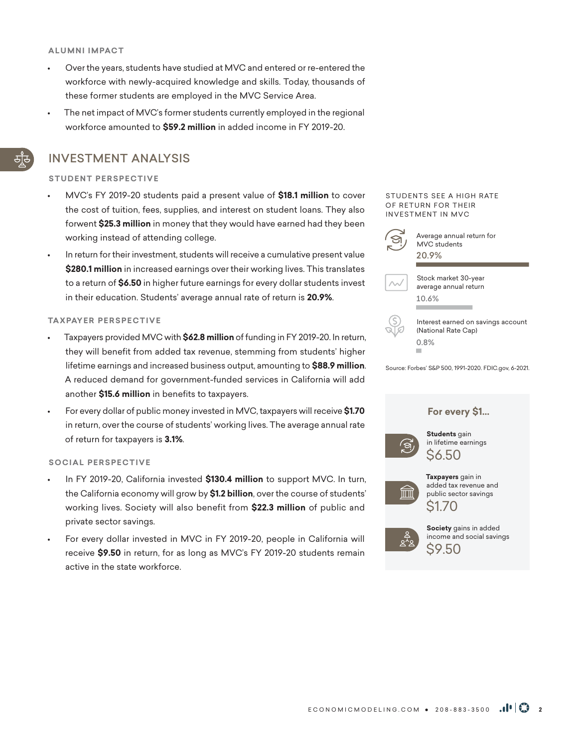### ALUMNI IMPACT

- Over the years, students have studied at MVC and entered or re-entered the workforce with newly-acquired knowledge and skills. Today, thousands of these former students are employed in the MVC Service Area.
- The net impact of MVC's former students currently employed in the regional workforce amounted to **$59.2 million** in added income in FY 2019-20.

## INVESTMENT ANALYSIS

### STUDENT PERSPECTIVE

- MVC's FY 2019-20 students paid a present value of **$18.1 million** to cover the cost of tuition, fees, supplies, and interest on student loans. They also forwent **$25.3 million** in money that they would have earned had they been working instead of attending college.
- In return for their investment, students will receive a cumulative present value **$280.1 million** in increased earnings over their working lives. This translates to a return of **$6.50** in higher future earnings for every dollar students invest in their education. Students' average annual rate of return is **20.9%**.

### TAXPAYER PERSPECTIVE

- Taxpayers provided MVC with **$62.8 million** of funding in FY 2019-20. In return, they will benefit from added tax revenue, stemming from students' higher lifetime earnings and increased business output, amounting to **$88.9 million**. A reduced demand for government-funded services in California will add another **$15.6 million** in benefits to taxpayers.
- For every dollar of public money invested in MVC, taxpayers will receive **$1.70** in return, over the course of students' working lives. The average annual rate of return for taxpayers is **3.1%**.

### SOCIAL PERSPECTIVE

- In FY 2019-20, California invested **$130.4 million** to support MVC. In turn, the California economy will grow by **$1.2 billion**, over the course of students' working lives. Society will also benefit from **$22.3 million** of public and private sector savings.
- For every dollar invested in MVC in FY 2019-20, people in California will receive **$9.50** in return, for as long as MVC's FY 2019-20 students remain active in the state workforce.

STUDENTS SEE A HIGH RATE OF RETURN FOR THEIR INVESTMENT IN MVC

Average annual return for MVC students
20.9%

Stock market 30-year average annual return
10.6%

Interest earned on savings account (National Rate Cap)
0.8%

Source: Forbes' S&P 500, 1991-2020. FDIC.gov, 6-2021.

**For every $1...**

**Students** gain in lifetime earnings
$6.50

**Taxpayers** gain in added tax revenue and public sector savings
$1.70

**Society** gains in added income and social savings
$9.50